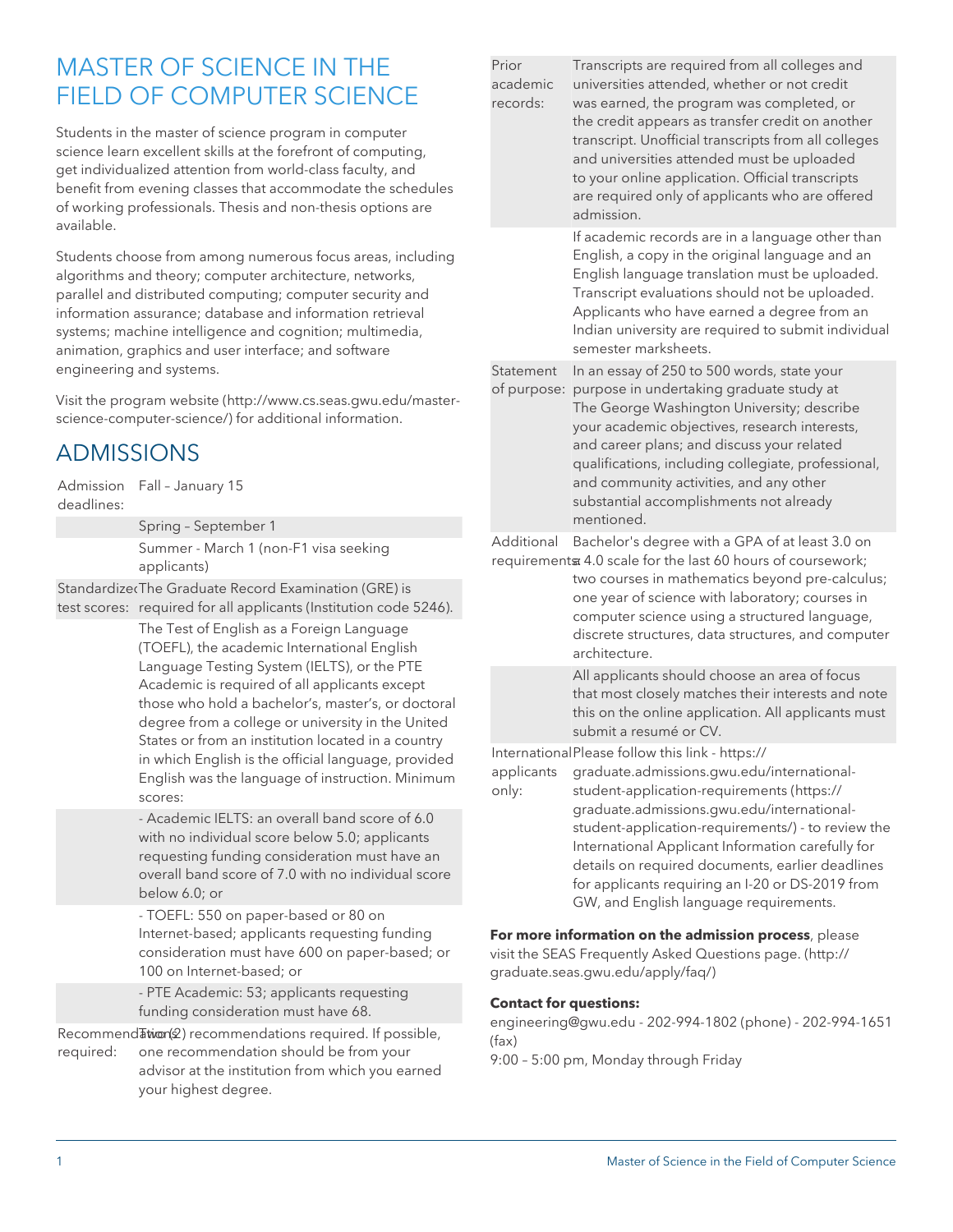# MASTER OF SCIENCE IN THE FIELD OF COMPUTER SCIENCE

Students in the master of science program in computer science learn excellent skills at the forefront of computing, get individualized attention from world-class faculty, and benefit from evening classes that accommodate the schedules of working professionals. Thesis and non-thesis options are available.

Students choose from among numerous focus areas, including algorithms and theory; computer architecture, networks, parallel and distributed computing; computer security and information assurance; database and information retrieval systems; machine intelligence and cognition; multimedia, animation, graphics and user interface; and software engineering and systems.

Visit the program website (http://www.cs.seas.gwu.edu/master-science-computer-science/) for additional information.

## ADMISSIONS

| | |
|---|---|
| Admission deadlines: | Fall – January 15 |
| | Spring – September 1 |
| | Summer - March 1 (non-F1 visa seeking applicants) |
| Standardized test scores: | The Graduate Record Examination (GRE) is required for all applicants (Institution code 5246). |
| | The Test of English as a Foreign Language (TOEFL), the academic International English Language Testing System (IELTS), or the PTE Academic is required of all applicants except those who hold a bachelor's, master's, or doctoral degree from a college or university in the United States or from an institution located in a country in which English is the official language, provided English was the language of instruction. Minimum scores: |
| | - Academic IELTS: an overall band score of 6.0 with no individual score below 5.0; applicants requesting funding consideration must have an overall band score of 7.0 with no individual score below 6.0; or |
| | - TOEFL: 550 on paper-based or 80 on Internet-based; applicants requesting funding consideration must have 600 on paper-based; or 100 on Internet-based; or |
| | - PTE Academic: 53; applicants requesting funding consideration must have 68. |
| Recommendation(s) required: | Two (2) recommendations required. If possible, one recommendation should be from your advisor at the institution from which you earned your highest degree. |
| Prior academic records: | Transcripts are required from all colleges and universities attended, whether or not credit was earned, the program was completed, or the credit appears as transfer credit on another transcript. Unofficial transcripts from all colleges and universities attended must be uploaded to your online application. Official transcripts are required only of applicants who are offered admission. |
| | If academic records are in a language other than English, a copy in the original language and an English language translation must be uploaded. Transcript evaluations should not be uploaded. Applicants who have earned a degree from an Indian university are required to submit individual semester marksheets. |
| Statement of purpose: | In an essay of 250 to 500 words, state your purpose in undertaking graduate study at The George Washington University; describe your academic objectives, research interests, and career plans; and discuss your related qualifications, including collegiate, professional, and community activities, and any other substantial accomplishments not already mentioned. |
| Additional requirements: | Bachelor's degree with a GPA of at least 3.0 on a 4.0 scale for the last 60 hours of coursework; two courses in mathematics beyond pre-calculus; one year of science with laboratory; courses in computer science using a structured language, discrete structures, data structures, and computer architecture. |
| | All applicants should choose an area of focus that most closely matches their interests and note this on the online application. All applicants must submit a resumé or CV. |
| International applicants only: | Please follow this link - https://graduate.admissions.gwu.edu/international-student-application-requirements (https://graduate.admissions.gwu.edu/international-student-application-requirements/) - to review the International Applicant Information carefully for details on required documents, earlier deadlines for applicants requiring an I-20 or DS-2019 from GW, and English language requirements. |

**For more information on the admission process**, please visit the SEAS Frequently Asked Questions page. (http://graduate.seas.gwu.edu/apply/faq/)

**Contact for questions:**

engineering@gwu.edu - 202-994-1802 (phone) - 202-994-1651 (fax)

9:00 – 5:00 pm, Monday through Friday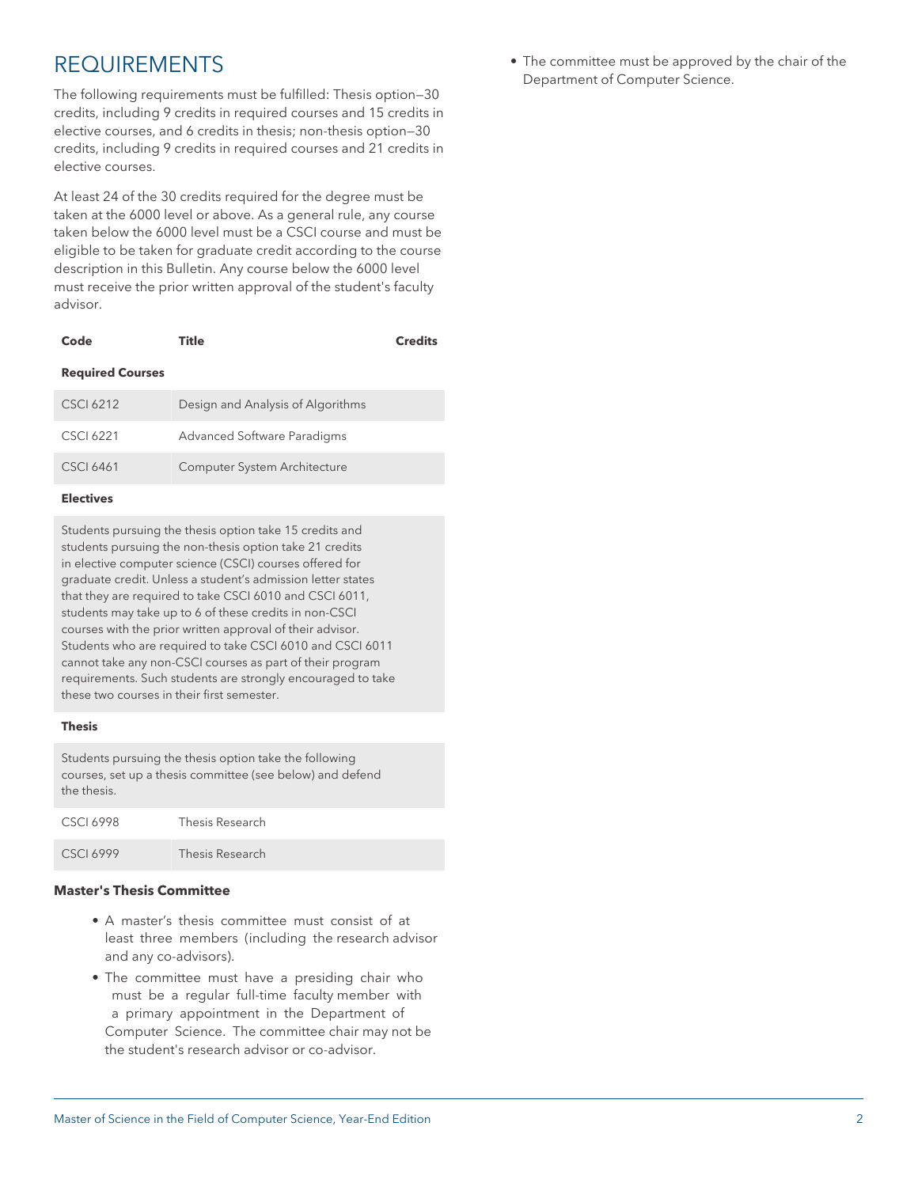## REQUIREMENTS

The following requirements must be fulfilled: Thesis option—30 credits, including 9 credits in required courses and 15 credits in elective courses, and 6 credits in thesis; non-thesis option—30 credits, including 9 credits in required courses and 21 credits in elective courses.

At least 24 of the 30 credits required for the degree must be taken at the 6000 level or above. As a general rule, any course taken below the 6000 level must be a CSCI course and must be eligible to be taken for graduate credit according to the course description in this Bulletin. Any course below the 6000 level must receive the prior written approval of the student's faculty advisor.

| Code | Title | Credits |
|---|---|---|
| **Required Courses** | | |
| CSCI 6212 | Design and Analysis of Algorithms | |
| CSCI 6221 | Advanced Software Paradigms | |
| CSCI 6461 | Computer System Architecture | |
| **Electives** | | |
| Students pursuing the thesis option take 15 credits and students pursuing the non-thesis option take 21 credits in elective computer science (CSCI) courses offered for graduate credit. Unless a student's admission letter states that they are required to take CSCI 6010 and CSCI 6011, students may take up to 6 of these credits in non-CSCI courses with the prior written approval of their advisor. Students who are required to take CSCI 6010 and CSCI 6011 cannot take any non-CSCI courses as part of their program requirements. Such students are strongly encouraged to take these two courses in their first semester. | | |
| **Thesis** | | |
| Students pursuing the thesis option take the following courses, set up a thesis committee (see below) and defend the thesis. | | |
| CSCI 6998 | Thesis Research | |
| CSCI 6999 | Thesis Research | |

### Master's Thesis Committee

- A master's thesis committee must consist of at least three members (including the research advisor and any co-advisors).
- The committee must have a presiding chair who must be a regular full-time faculty member with a primary appointment in the Department of Computer Science. The committee chair may not be the student's research advisor or co-advisor.
- The committee must be approved by the chair of the Department of Computer Science.